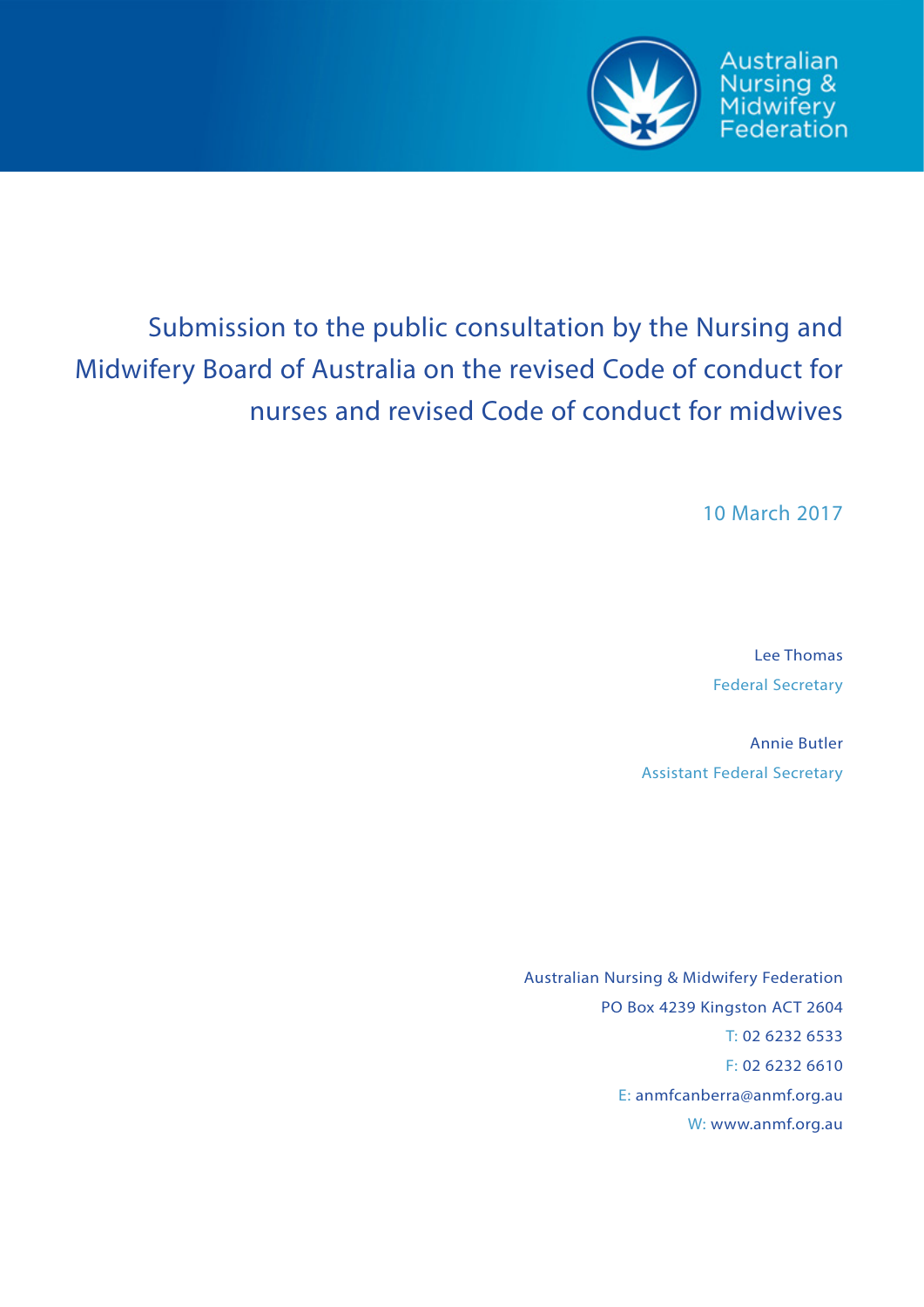Australian Nursing & Midwifery Federation

# Submission to the public consultation by the Nursing and Midwifery Board of Australia on the revised Code of conduct for nurses and revised Code of conduct for midwives

10 March 2017

Lee Thomas
Federal Secretary

Annie Butler
Assistant Federal Secretary

Australian Nursing & Midwifery Federation
PO Box 4239 Kingston ACT 2604
T: 02 6232 6533
F: 02 6232 6610
E: anmfcanberra@anmf.org.au
W: www.anmf.org.au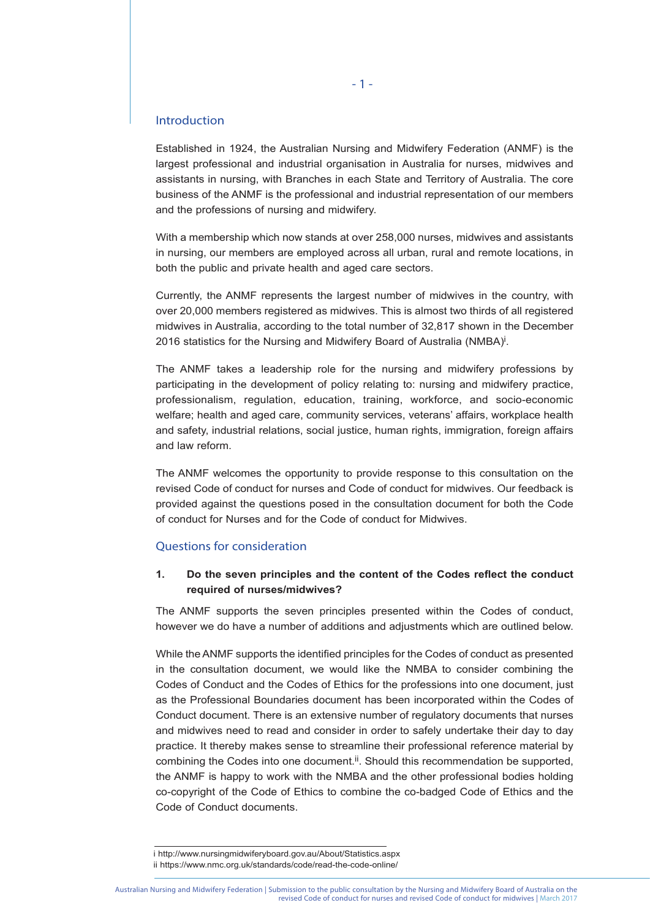## Introduction

Established in 1924, the Australian Nursing and Midwifery Federation (ANMF) is the largest professional and industrial organisation in Australia for nurses, midwives and assistants in nursing, with Branches in each State and Territory of Australia. The core business of the ANMF is the professional and industrial representation of our members and the professions of nursing and midwifery.

With a membership which now stands at over 258,000 nurses, midwives and assistants in nursing, our members are employed across all urban, rural and remote locations, in both the public and private health and aged care sectors.

Currently, the ANMF represents the largest number of midwives in the country, with over 20,000 members registered as midwives. This is almost two thirds of all registered midwives in Australia, according to the total number of 32,817 shown in the December 2016 statistics for the Nursing and Midwifery Board of Australia (NMBA)[i].

The ANMF takes a leadership role for the nursing and midwifery professions by participating in the development of policy relating to: nursing and midwifery practice, professionalism, regulation, education, training, workforce, and socio-economic welfare; health and aged care, community services, veterans' affairs, workplace health and safety, industrial relations, social justice, human rights, immigration, foreign affairs and law reform.

The ANMF welcomes the opportunity to provide response to this consultation on the revised Code of conduct for nurses and Code of conduct for midwives. Our feedback is provided against the questions posed in the consultation document for both the Code of conduct for Nurses and for the Code of conduct for Midwives.

## Questions for consideration

**1. Do the seven principles and the content of the Codes reflect the conduct required of nurses/midwives?**

The ANMF supports the seven principles presented within the Codes of conduct, however we do have a number of additions and adjustments which are outlined below.

While the ANMF supports the identified principles for the Codes of conduct as presented in the consultation document, we would like the NMBA to consider combining the Codes of Conduct and the Codes of Ethics for the professions into one document, just as the Professional Boundaries document has been incorporated within the Codes of Conduct document. There is an extensive number of regulatory documents that nurses and midwives need to read and consider in order to safely undertake their day to day practice. It thereby makes sense to streamline their professional reference material by combining the Codes into one document.[ii]. Should this recommendation be supported, the ANMF is happy to work with the NMBA and the other professional bodies holding co-copyright of the Code of Ethics to combine the co-badged Code of Ethics and the Code of Conduct documents.

---

i http://www.nursingmidwiferyboard.gov.au/About/Statistics.aspx

ii https://www.nmc.org.uk/standards/code/read-the-code-online/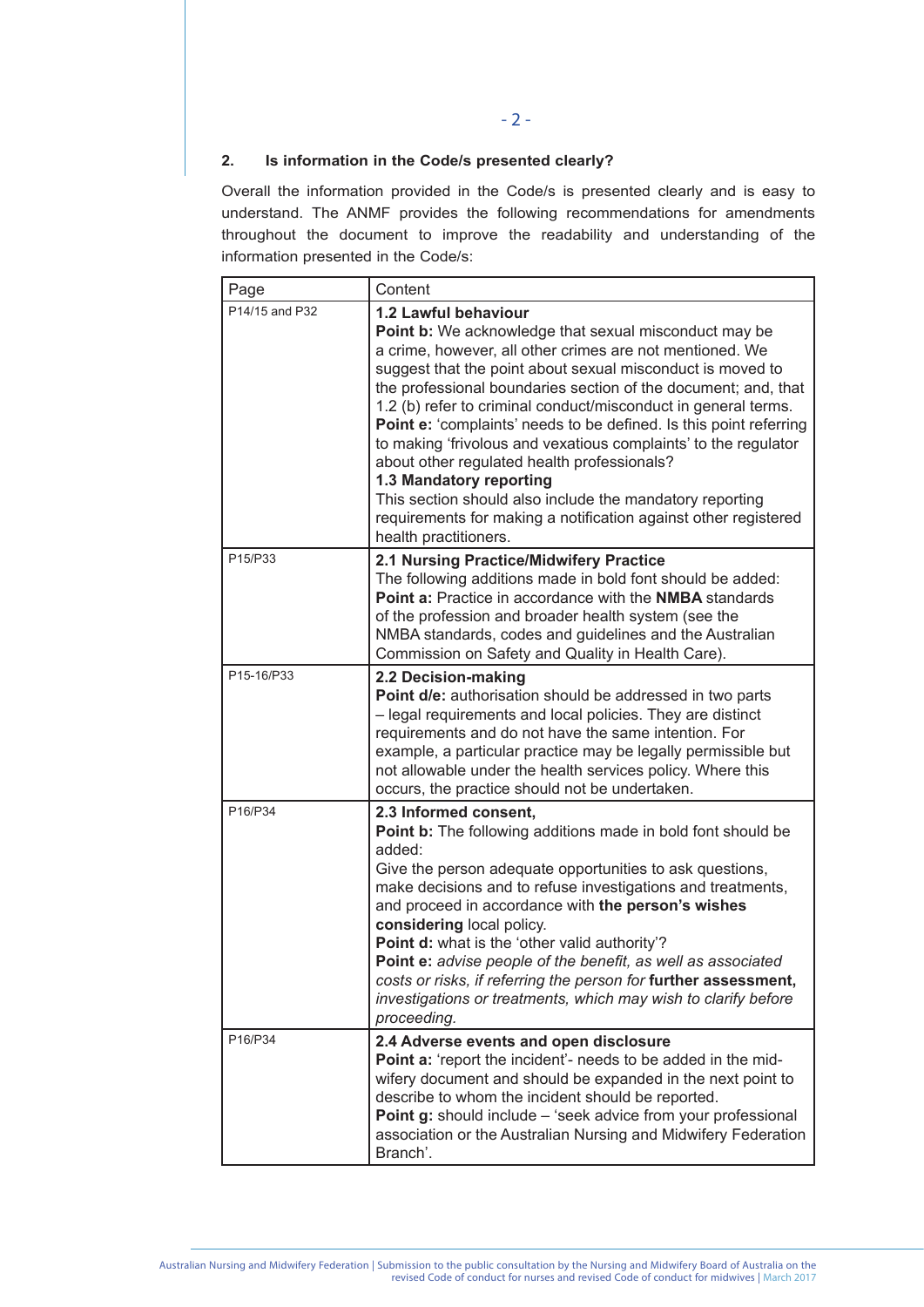## 2. Is information in the Code/s presented clearly?

Overall the information provided in the Code/s is presented clearly and is easy to understand. The ANMF provides the following recommendations for amendments throughout the document to improve the readability and understanding of the information presented in the Code/s:

| Page | Content |
|---|---|
| P14/15 and P32 | **1.2 Lawful behaviour**<br>**Point b:** We acknowledge that sexual misconduct may be a crime, however, all other crimes are not mentioned. We suggest that the point about sexual misconduct is moved to the professional boundaries section of the document; and, that 1.2 (b) refer to criminal conduct/misconduct in general terms.<br>**Point e:** 'complaints' needs to be defined. Is this point referring to making 'frivolous and vexatious complaints' to the regulator about other regulated health professionals?<br>**1.3 Mandatory reporting**<br>This section should also include the mandatory reporting requirements for making a notification against other registered health practitioners. |
| P15/P33 | **2.1 Nursing Practice/Midwifery Practice**<br>The following additions made in bold font should be added:<br>**Point a:** Practice in accordance with the **NMBA** standards of the profession and broader health system (see the NMBA standards, codes and guidelines and the Australian Commission on Safety and Quality in Health Care). |
| P15-16/P33 | **2.2 Decision-making**<br>**Point d/e:** authorisation should be addressed in two parts – legal requirements and local policies. They are distinct requirements and do not have the same intention. For example, a particular practice may be legally permissible but not allowable under the health services policy. Where this occurs, the practice should not be undertaken. |
| P16/P34 | **2.3 Informed consent,**<br>**Point b:** The following additions made in bold font should be added:<br>Give the person adequate opportunities to ask questions, make decisions and to refuse investigations and treatments, and proceed in accordance with **the person's wishes considering** local policy.<br>**Point d:** what is the 'other valid authority'?<br>**Point e:** *advise people of the benefit, as well as associated costs or risks, if referring the person for* ***further assessment,*** *investigations or treatments, which may wish to clarify before proceeding.* |
| P16/P34 | **2.4 Adverse events and open disclosure**<br>**Point a:** 'report the incident'- needs to be added in the midwifery document and should be expanded in the next point to describe to whom the incident should be reported.<br>**Point g:** should include – 'seek advice from your professional association or the Australian Nursing and Midwifery Federation Branch'. |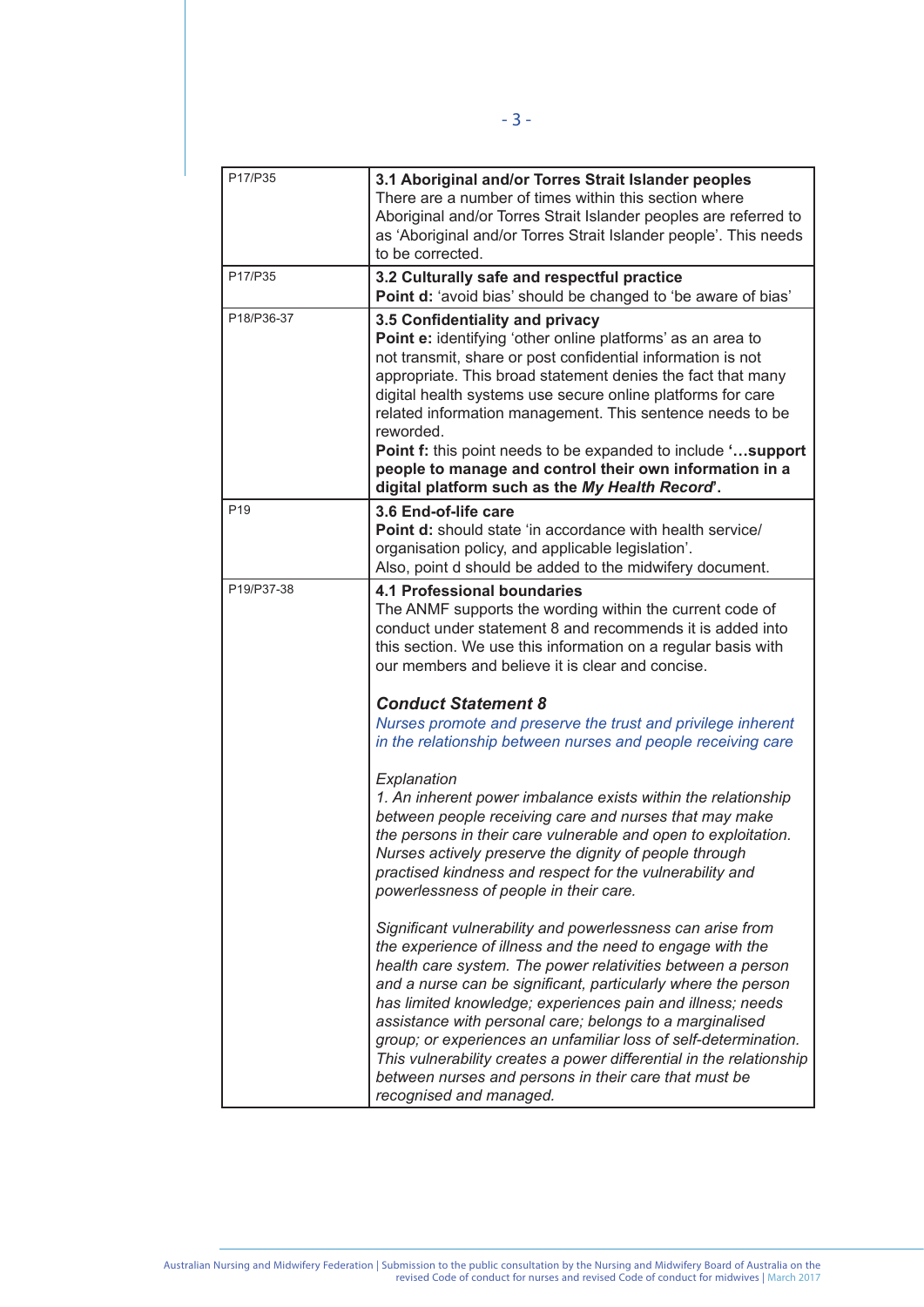| | |
|---|---|
| P17/P35 | **3.1 Aboriginal and/or Torres Strait Islander peoples**<br>There are a number of times within this section where Aboriginal and/or Torres Strait Islander peoples are referred to as 'Aboriginal and/or Torres Strait Islander people'. This needs to be corrected. |
| P17/P35 | **3.2 Culturally safe and respectful practice**<br>**Point d:** 'avoid bias' should be changed to 'be aware of bias' |
| P18/P36-37 | **3.5 Confidentiality and privacy**<br>**Point e:** identifying 'other online platforms' as an area to not transmit, share or post confidential information is not appropriate. This broad statement denies the fact that many digital health systems use secure online platforms for care related information management. This sentence needs to be reworded.<br>**Point f:** this point needs to be expanded to include '**…support people to manage and control their own information in a digital platform such as the *My Health Record*'.** |
| P19 | **3.6 End-of-life care**<br>**Point d:** should state 'in accordance with health service/ organisation policy, and applicable legislation'.<br>Also, point d should be added to the midwifery document. |
| P19/P37-38 | **4.1 Professional boundaries**<br>The ANMF supports the wording within the current code of conduct under statement 8 and recommends it is added into this section. We use this information on a regular basis with our members and believe it is clear and concise.<br><br>***Conduct Statement 8***<br>*Nurses promote and preserve the trust and privilege inherent in the relationship between nurses and people receiving care*<br><br>*Explanation*<br>*1. An inherent power imbalance exists within the relationship between people receiving care and nurses that may make the persons in their care vulnerable and open to exploitation. Nurses actively preserve the dignity of people through practised kindness and respect for the vulnerability and powerlessness of people in their care.*<br><br>*Significant vulnerability and powerlessness can arise from the experience of illness and the need to engage with the health care system. The power relativities between a person and a nurse can be significant, particularly where the person has limited knowledge; experiences pain and illness; needs assistance with personal care; belongs to a marginalised group; or experiences an unfamiliar loss of self-determination. This vulnerability creates a power differential in the relationship between nurses and persons in their care that must be recognised and managed.* |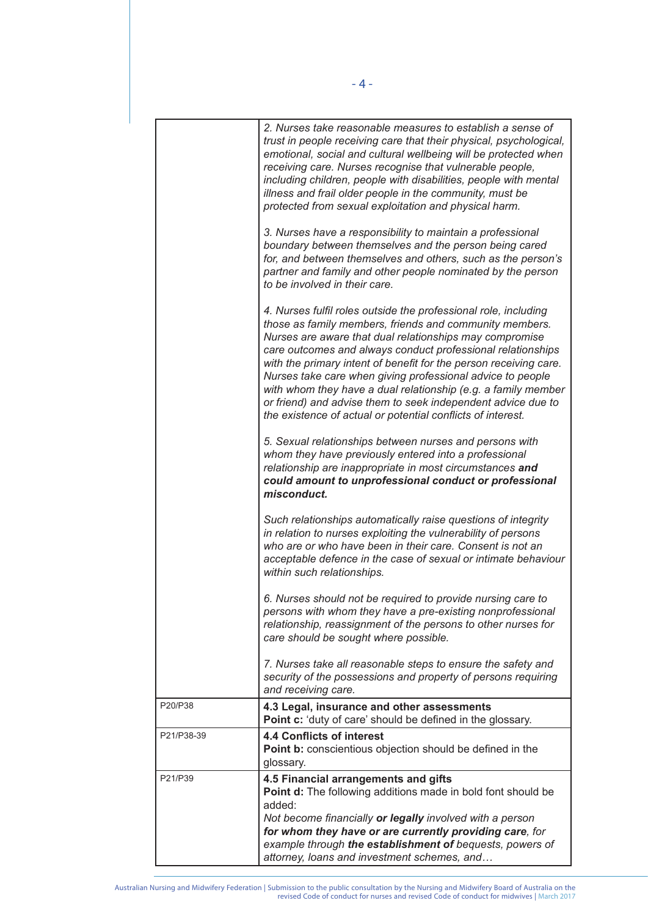| | |
|---|---|
| | *2. Nurses take reasonable measures to establish a sense of trust in people receiving care that their physical, psychological, emotional, social and cultural wellbeing will be protected when receiving care. Nurses recognise that vulnerable people, including children, people with disabilities, people with mental illness and frail older people in the community, must be protected from sexual exploitation and physical harm.*<br><br>*3. Nurses have a responsibility to maintain a professional boundary between themselves and the person being cared for, and between themselves and others, such as the person's partner and family and other people nominated by the person to be involved in their care.*<br><br>*4. Nurses fulfil roles outside the professional role, including those as family members, friends and community members. Nurses are aware that dual relationships may compromise care outcomes and always conduct professional relationships with the primary intent of benefit for the person receiving care. Nurses take care when giving professional advice to people with whom they have a dual relationship (e.g. a family member or friend) and advise them to seek independent advice due to the existence of actual or potential conflicts of interest.*<br><br>*5. Sexual relationships between nurses and persons with whom they have previously entered into a professional relationship are inappropriate in most circumstances* ***and could amount to unprofessional conduct or professional misconduct.***<br><br>*Such relationships automatically raise questions of integrity in relation to nurses exploiting the vulnerability of persons who are or who have been in their care. Consent is not an acceptable defence in the case of sexual or intimate behaviour within such relationships.*<br><br>*6. Nurses should not be required to provide nursing care to persons with whom they have a pre-existing nonprofessional relationship, reassignment of the persons to other nurses for care should be sought where possible.*<br><br>*7. Nurses take all reasonable steps to ensure the safety and security of the possessions and property of persons requiring and receiving care.* |
| P20/P38 | **4.3 Legal, insurance and other assessments**<br>**Point c:** 'duty of care' should be defined in the glossary. |
| P21/P38-39 | **4.4 Conflicts of interest**<br>**Point b:** conscientious objection should be defined in the glossary. |
| P21/P39 | **4.5 Financial arrangements and gifts**<br>**Point d:** The following additions made in bold font should be added:<br>*Not become financially* ***or legally*** *involved with a person* ***for whom they have or are currently providing care****, for example through* ***the establishment of*** *bequests, powers of attorney, loans and investment schemes, and…* |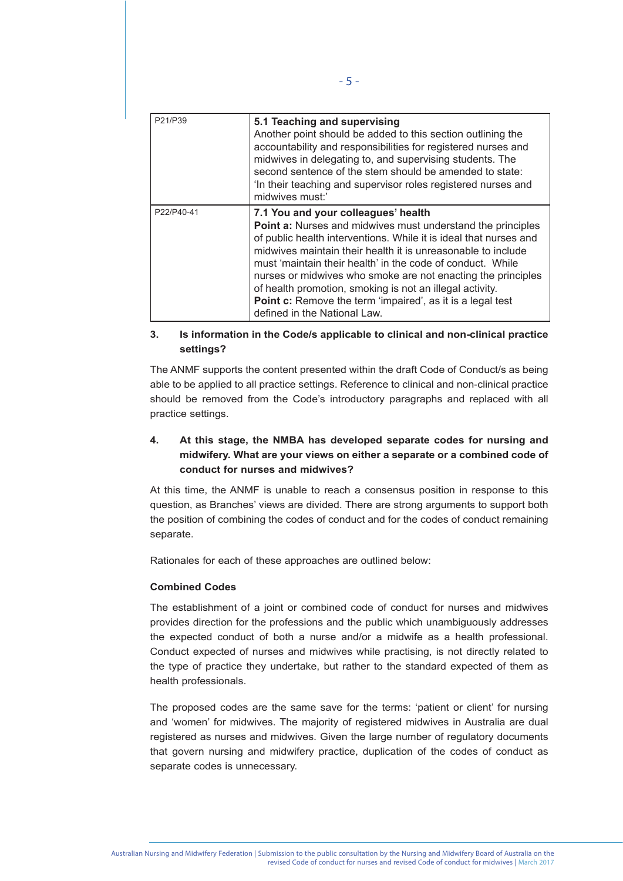| P21/P39 | **5.1 Teaching and supervising**<br>Another point should be added to this section outlining the accountability and responsibilities for registered nurses and midwives in delegating to, and supervising students. The second sentence of the stem should be amended to state: 'In their teaching and supervisor roles registered nurses and midwives must:' |
|---|---|
| P22/P40-41 | **7.1 You and your colleagues' health**<br>**Point a:** Nurses and midwives must understand the principles of public health interventions. While it is ideal that nurses and midwives maintain their health it is unreasonable to include must 'maintain their health' in the code of conduct. While nurses or midwives who smoke are not enacting the principles of health promotion, smoking is not an illegal activity.<br>**Point c:** Remove the term 'impaired', as it is a legal test defined in the National Law. |

**3. Is information in the Code/s applicable to clinical and non-clinical practice settings?**

The ANMF supports the content presented within the draft Code of Conduct/s as being able to be applied to all practice settings. Reference to clinical and non-clinical practice should be removed from the Code's introductory paragraphs and replaced with all practice settings.

**4. At this stage, the NMBA has developed separate codes for nursing and midwifery. What are your views on either a separate or a combined code of conduct for nurses and midwives?**

At this time, the ANMF is unable to reach a consensus position in response to this question, as Branches' views are divided. There are strong arguments to support both the position of combining the codes of conduct and for the codes of conduct remaining separate.

Rationales for each of these approaches are outlined below:

**Combined Codes**

The establishment of a joint or combined code of conduct for nurses and midwives provides direction for the professions and the public which unambiguously addresses the expected conduct of both a nurse and/or a midwife as a health professional. Conduct expected of nurses and midwives while practising, is not directly related to the type of practice they undertake, but rather to the standard expected of them as health professionals.

The proposed codes are the same save for the terms: 'patient or client' for nursing and 'women' for midwives. The majority of registered midwives in Australia are dual registered as nurses and midwives. Given the large number of regulatory documents that govern nursing and midwifery practice, duplication of the codes of conduct as separate codes is unnecessary.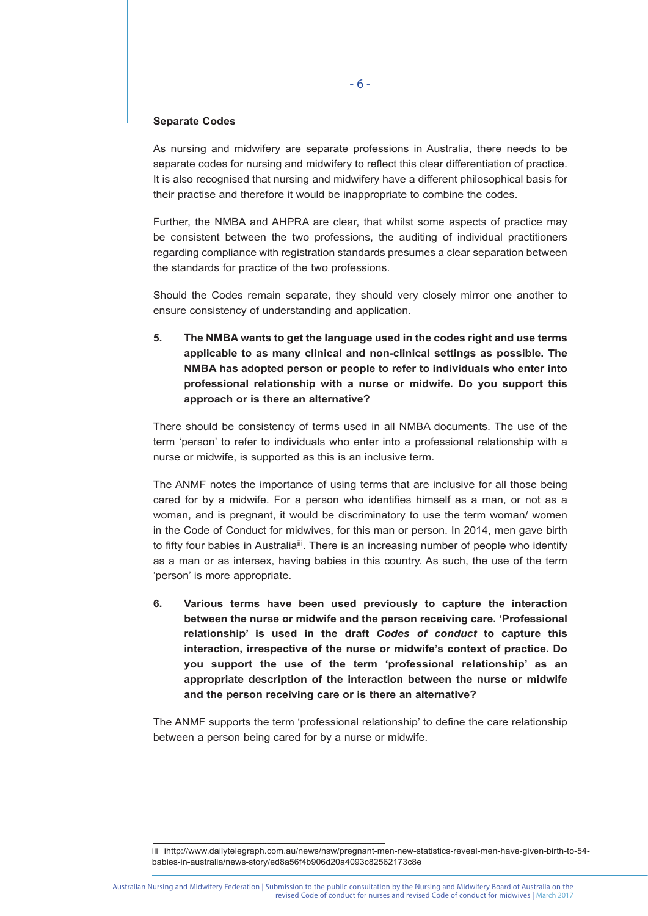**Separate Codes**

As nursing and midwifery are separate professions in Australia, there needs to be separate codes for nursing and midwifery to reflect this clear differentiation of practice. It is also recognised that nursing and midwifery have a different philosophical basis for their practise and therefore it would be inappropriate to combine the codes.

Further, the NMBA and AHPRA are clear, that whilst some aspects of practice may be consistent between the two professions, the auditing of individual practitioners regarding compliance with registration standards presumes a clear separation between the standards for practice of the two professions.

Should the Codes remain separate, they should very closely mirror one another to ensure consistency of understanding and application.

**5. The NMBA wants to get the language used in the codes right and use terms applicable to as many clinical and non-clinical settings as possible. The NMBA has adopted person or people to refer to individuals who enter into professional relationship with a nurse or midwife. Do you support this approach or is there an alternative?**

There should be consistency of terms used in all NMBA documents. The use of the term 'person' to refer to individuals who enter into a professional relationship with a nurse or midwife, is supported as this is an inclusive term.

The ANMF notes the importance of using terms that are inclusive for all those being cared for by a midwife. For a person who identifies himself as a man, or not as a woman, and is pregnant, it would be discriminatory to use the term woman/ women in the Code of Conduct for midwives, for this man or person. In 2014, men gave birth to fifty four babies in Australia[iii]. There is an increasing number of people who identify as a man or as intersex, having babies in this country. As such, the use of the term 'person' is more appropriate.

**6. Various terms have been used previously to capture the interaction between the nurse or midwife and the person receiving care. 'Professional relationship' is used in the draft *Codes of conduct* to capture this interaction, irrespective of the nurse or midwife's context of practice. Do you support the use of the term 'professional relationship' as an appropriate description of the interaction between the nurse or midwife and the person receiving care or is there an alternative?**

The ANMF supports the term 'professional relationship' to define the care relationship between a person being cared for by a nurse or midwife.

---

iii ihttp://www.dailytelegraph.com.au/news/nsw/pregnant-men-new-statistics-reveal-men-have-given-birth-to-54-babies-in-australia/news-story/ed8a56f4b906d20a4093c82562173c8e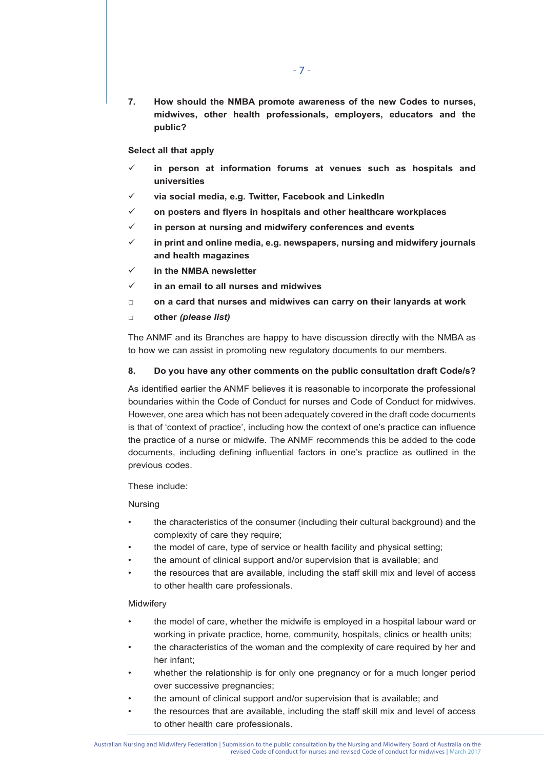**7. How should the NMBA promote awareness of the new Codes to nurses, midwives, other health professionals, employers, educators and the public?**

**Select all that apply**

- ✓ **in person at information forums at venues such as hospitals and universities**
- ✓ **via social media, e.g. Twitter, Facebook and LinkedIn**
- ✓ **on posters and flyers in hospitals and other healthcare workplaces**
- ✓ **in person at nursing and midwifery conferences and events**
- ✓ **in print and online media, e.g. newspapers, nursing and midwifery journals and health magazines**
- ✓ **in the NMBA newsletter**
- ✓ **in an email to all nurses and midwives**
- □ **on a card that nurses and midwives can carry on their lanyards at work**
- □ **other *(please list)***

The ANMF and its Branches are happy to have discussion directly with the NMBA as to how we can assist in promoting new regulatory documents to our members.

**8. Do you have any other comments on the public consultation draft Code/s?**

As identified earlier the ANMF believes it is reasonable to incorporate the professional boundaries within the Code of Conduct for nurses and Code of Conduct for midwives. However, one area which has not been adequately covered in the draft code documents is that of 'context of practice', including how the context of one's practice can influence the practice of a nurse or midwife. The ANMF recommends this be added to the code documents, including defining influential factors in one's practice as outlined in the previous codes.

These include:

Nursing

- the characteristics of the consumer (including their cultural background) and the complexity of care they require;
- the model of care, type of service or health facility and physical setting;
- the amount of clinical support and/or supervision that is available; and
- the resources that are available, including the staff skill mix and level of access to other health care professionals.

Midwifery

- the model of care, whether the midwife is employed in a hospital labour ward or working in private practice, home, community, hospitals, clinics or health units;
- the characteristics of the woman and the complexity of care required by her and her infant;
- whether the relationship is for only one pregnancy or for a much longer period over successive pregnancies;
- the amount of clinical support and/or supervision that is available; and
- the resources that are available, including the staff skill mix and level of access to other health care professionals.